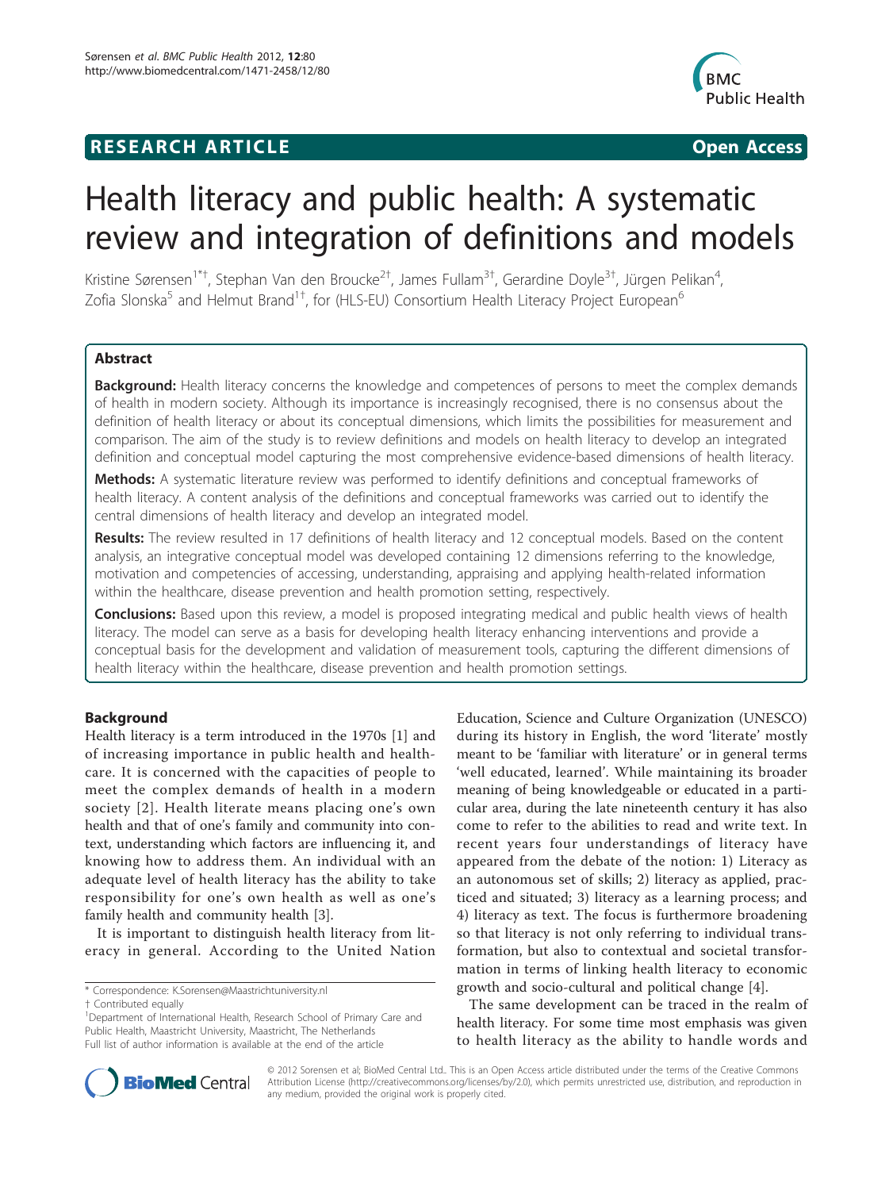**RESEARCH ARTICLE** **Open Access**

# Health literacy and public health: A systematic review and integration of definitions and models

Kristine Sørensen[1*†], Stephan Van den Broucke[2†], James Fullam[3†], Gerardine Doyle[3†], Jürgen Pelikan[4], Zofia Slonska[5] and Helmut Brand[1†], for (HLS-EU) Consortium Health Literacy Project European[6]

## Abstract

**Background:** Health literacy concerns the knowledge and competences of persons to meet the complex demands of health in modern society. Although its importance is increasingly recognised, there is no consensus about the definition of health literacy or about its conceptual dimensions, which limits the possibilities for measurement and comparison. The aim of the study is to review definitions and models on health literacy to develop an integrated definition and conceptual model capturing the most comprehensive evidence-based dimensions of health literacy.

**Methods:** A systematic literature review was performed to identify definitions and conceptual frameworks of health literacy. A content analysis of the definitions and conceptual frameworks was carried out to identify the central dimensions of health literacy and develop an integrated model.

**Results:** The review resulted in 17 definitions of health literacy and 12 conceptual models. Based on the content analysis, an integrative conceptual model was developed containing 12 dimensions referring to the knowledge, motivation and competencies of accessing, understanding, appraising and applying health-related information within the healthcare, disease prevention and health promotion setting, respectively.

**Conclusions:** Based upon this review, a model is proposed integrating medical and public health views of health literacy. The model can serve as a basis for developing health literacy enhancing interventions and provide a conceptual basis for the development and validation of measurement tools, capturing the different dimensions of health literacy within the healthcare, disease prevention and health promotion settings.

## Background

Health literacy is a term introduced in the 1970s [1] and of increasing importance in public health and healthcare. It is concerned with the capacities of people to meet the complex demands of health in a modern society [2]. Health literate means placing one's own health and that of one's family and community into context, understanding which factors are influencing it, and knowing how to address them. An individual with an adequate level of health literacy has the ability to take responsibility for one's own health as well as one's family health and community health [3].

It is important to distinguish health literacy from literacy in general. According to the United Nation Education, Science and Culture Organization (UNESCO) during its history in English, the word 'literate' mostly meant to be 'familiar with literature' or in general terms 'well educated, learned'. While maintaining its broader meaning of being knowledgeable or educated in a particular area, during the late nineteenth century it has also come to refer to the abilities to read and write text. In recent years four understandings of literacy have appeared from the debate of the notion: 1) Literacy as an autonomous set of skills; 2) literacy as applied, practiced and situated; 3) literacy as a learning process; and 4) literacy as text. The focus is furthermore broadening so that literacy is not only referring to individual transformation, but also to contextual and societal transformation in terms of linking health literacy to economic growth and socio-cultural and political change [4].

The same development can be traced in the realm of health literacy. For some time most emphasis was given to health literacy as the ability to handle words and

---

\* Correspondence: K.Sorensen@Maastrichtuniversity.nl
† Contributed equally
[1]Department of International Health, Research School of Primary Care and Public Health, Maastricht University, Maastricht, The Netherlands
Full list of author information is available at the end of the article

© 2012 Sorensen et al; BioMed Central Ltd. This is an Open Access article distributed under the terms of the Creative Commons Attribution License (http://creativecommons.org/licenses/by/2.0), which permits unrestricted use, distribution, and reproduction in any medium, provided the original work is properly cited.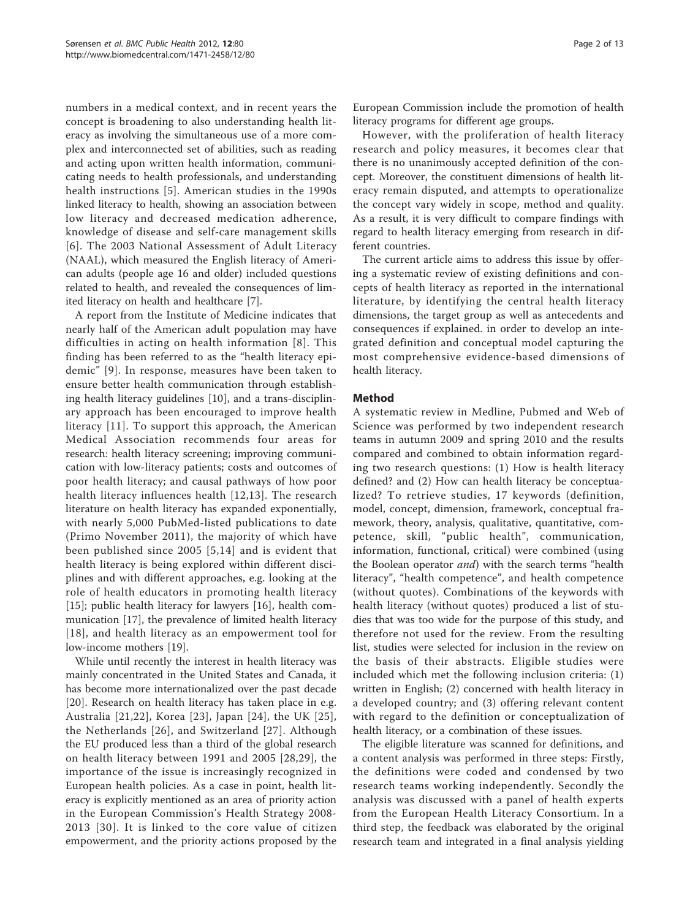numbers in a medical context, and in recent years the concept is broadening to also understanding health literacy as involving the simultaneous use of a more complex and interconnected set of abilities, such as reading and acting upon written health information, communicating needs to health professionals, and understanding health instructions [5]. American studies in the 1990s linked literacy to health, showing an association between low literacy and decreased medication adherence, knowledge of disease and self-care management skills [6]. The 2003 National Assessment of Adult Literacy (NAAL), which measured the English literacy of American adults (people age 16 and older) included questions related to health, and revealed the consequences of limited literacy on health and healthcare [7].

A report from the Institute of Medicine indicates that nearly half of the American adult population may have difficulties in acting on health information [8]. This finding has been referred to as the "health literacy epidemic" [9]. In response, measures have been taken to ensure better health communication through establishing health literacy guidelines [10], and a trans-disciplinary approach has been encouraged to improve health literacy [11]. To support this approach, the American Medical Association recommends four areas for research: health literacy screening; improving communication with low-literacy patients; costs and outcomes of poor health literacy; and causal pathways of how poor health literacy influences health [12,13]. The research literature on health literacy has expanded exponentially, with nearly 5,000 PubMed-listed publications to date (Primo November 2011), the majority of which have been published since 2005 [5,14] and is evident that health literacy is being explored within different disciplines and with different approaches, e.g. looking at the role of health educators in promoting health literacy [15]; public health literacy for lawyers [16], health communication [17], the prevalence of limited health literacy [18], and health literacy as an empowerment tool for low-income mothers [19].

While until recently the interest in health literacy was mainly concentrated in the United States and Canada, it has become more internationalized over the past decade [20]. Research on health literacy has taken place in e.g. Australia [21,22], Korea [23], Japan [24], the UK [25], the Netherlands [26], and Switzerland [27]. Although the EU produced less than a third of the global research on health literacy between 1991 and 2005 [28,29], the importance of the issue is increasingly recognized in European health policies. As a case in point, health literacy is explicitly mentioned as an area of priority action in the European Commission's Health Strategy 2008-2013 [30]. It is linked to the core value of citizen empowerment, and the priority actions proposed by the European Commission include the promotion of health literacy programs for different age groups.

However, with the proliferation of health literacy research and policy measures, it becomes clear that there is no unanimously accepted definition of the concept. Moreover, the constituent dimensions of health literacy remain disputed, and attempts to operationalize the concept vary widely in scope, method and quality. As a result, it is very difficult to compare findings with regard to health literacy emerging from research in different countries.

The current article aims to address this issue by offering a systematic review of existing definitions and concepts of health literacy as reported in the international literature, by identifying the central health literacy dimensions, the target group as well as antecedents and consequences if explained. in order to develop an integrated definition and conceptual model capturing the most comprehensive evidence-based dimensions of health literacy.

## Method

A systematic review in Medline, Pubmed and Web of Science was performed by two independent research teams in autumn 2009 and spring 2010 and the results compared and combined to obtain information regarding two research questions: (1) How is health literacy defined? and (2) How can health literacy be conceptualized? To retrieve studies, 17 keywords (definition, model, concept, dimension, framework, conceptual framework, theory, analysis, qualitative, quantitative, competence, skill, "public health", communication, information, functional, critical) were combined (using the Boolean operator *and*) with the search terms "health literacy", "health competence", and health competence (without quotes). Combinations of the keywords with health literacy (without quotes) produced a list of studies that was too wide for the purpose of this study, and therefore not used for the review. From the resulting list, studies were selected for inclusion in the review on the basis of their abstracts. Eligible studies were included which met the following inclusion criteria: (1) written in English; (2) concerned with health literacy in a developed country; and (3) offering relevant content with regard to the definition or conceptualization of health literacy, or a combination of these issues.

The eligible literature was scanned for definitions, and a content analysis was performed in three steps: Firstly, the definitions were coded and condensed by two research teams working independently. Secondly the analysis was discussed with a panel of health experts from the European Health Literacy Consortium. In a third step, the feedback was elaborated by the original research team and integrated in a final analysis yielding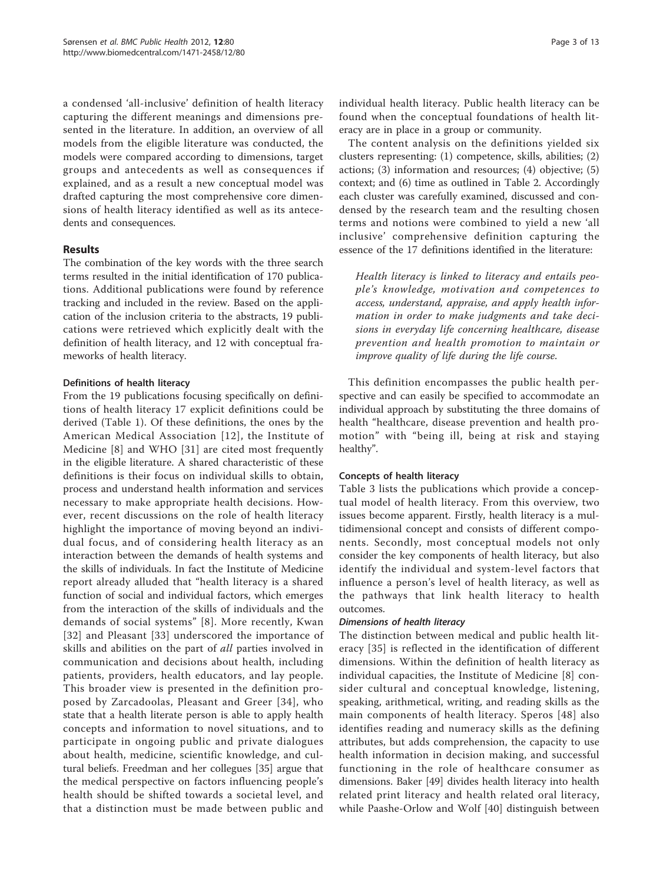a condensed 'all-inclusive' definition of health literacy capturing the different meanings and dimensions presented in the literature. In addition, an overview of all models from the eligible literature was conducted, the models were compared according to dimensions, target groups and antecedents as well as consequences if explained, and as a result a new conceptual model was drafted capturing the most comprehensive core dimensions of health literacy identified as well as its antecedents and consequences.

## Results

The combination of the key words with the three search terms resulted in the initial identification of 170 publications. Additional publications were found by reference tracking and included in the review. Based on the application of the inclusion criteria to the abstracts, 19 publications were retrieved which explicitly dealt with the definition of health literacy, and 12 with conceptual frameworks of health literacy.

### Definitions of health literacy

From the 19 publications focusing specifically on definitions of health literacy 17 explicit definitions could be derived (Table 1). Of these definitions, the ones by the American Medical Association [12], the Institute of Medicine [8] and WHO [31] are cited most frequently in the eligible literature. A shared characteristic of these definitions is their focus on individual skills to obtain, process and understand health information and services necessary to make appropriate health decisions. However, recent discussions on the role of health literacy highlight the importance of moving beyond an individual focus, and of considering health literacy as an interaction between the demands of health systems and the skills of individuals. In fact the Institute of Medicine report already alluded that "health literacy is a shared function of social and individual factors, which emerges from the interaction of the skills of individuals and the demands of social systems" [8]. More recently, Kwan [32] and Pleasant [33] underscored the importance of skills and abilities on the part of *all* parties involved in communication and decisions about health, including patients, providers, health educators, and lay people. This broader view is presented in the definition proposed by Zarcadoolas, Pleasant and Greer [34], who state that a health literate person is able to apply health concepts and information to novel situations, and to participate in ongoing public and private dialogues about health, medicine, scientific knowledge, and cultural beliefs. Freedman and her collegues [35] argue that the medical perspective on factors influencing people's health should be shifted towards a societal level, and that a distinction must be made between public and individual health literacy. Public health literacy can be found when the conceptual foundations of health literacy are in place in a group or community.

The content analysis on the definitions yielded six clusters representing: (1) competence, skills, abilities; (2) actions; (3) information and resources; (4) objective; (5) context; and (6) time as outlined in Table 2. Accordingly each cluster was carefully examined, discussed and condensed by the research team and the resulting chosen terms and notions were combined to yield a new 'all inclusive' comprehensive definition capturing the essence of the 17 definitions identified in the literature:

> *Health literacy is linked to literacy and entails people's knowledge, motivation and competences to access, understand, appraise, and apply health information in order to make judgments and take decisions in everyday life concerning healthcare, disease prevention and health promotion to maintain or improve quality of life during the life course.*

This definition encompasses the public health perspective and can easily be specified to accommodate an individual approach by substituting the three domains of health "healthcare, disease prevention and health promotion" with "being ill, being at risk and staying healthy".

### Concepts of health literacy

Table 3 lists the publications which provide a conceptual model of health literacy. From this overview, two issues become apparent. Firstly, health literacy is a multidimensional concept and consists of different components. Secondly, most conceptual models not only consider the key components of health literacy, but also identify the individual and system-level factors that influence a person's level of health literacy, as well as the pathways that link health literacy to health outcomes.

#### *Dimensions of health literacy*

The distinction between medical and public health literacy [35] is reflected in the identification of different dimensions. Within the definition of health literacy as individual capacities, the Institute of Medicine [8] consider cultural and conceptual knowledge, listening, speaking, arithmetical, writing, and reading skills as the main components of health literacy. Speros [48] also identifies reading and numeracy skills as the defining attributes, but adds comprehension, the capacity to use health information in decision making, and successful functioning in the role of healthcare consumer as dimensions. Baker [49] divides health literacy into health related print literacy and health related oral literacy, while Paashe-Orlow and Wolf [40] distinguish between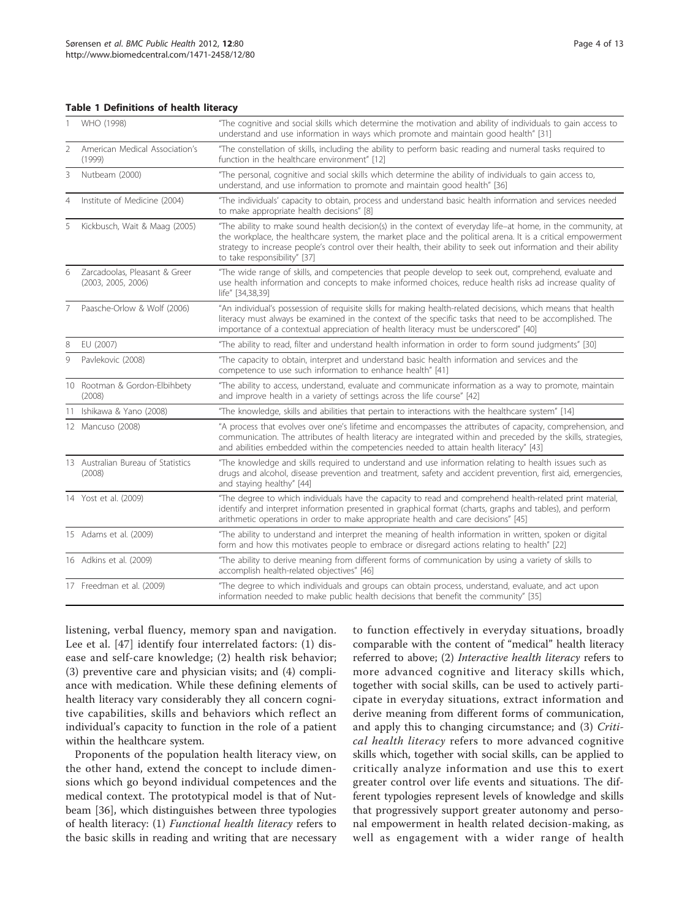**Table 1 Definitions of health literacy**

| | | |
|---|---|---|
| 1 | WHO (1998) | "The cognitive and social skills which determine the motivation and ability of individuals to gain access to understand and use information in ways which promote and maintain good health" [31] |
| 2 | American Medical Association's (1999) | "The constellation of skills, including the ability to perform basic reading and numeral tasks required to function in the healthcare environment" [12] |
| 3 | Nutbeam (2000) | "The personal, cognitive and social skills which determine the ability of individuals to gain access to, understand, and use information to promote and maintain good health" [36] |
| 4 | Institute of Medicine (2004) | "The individuals' capacity to obtain, process and understand basic health information and services needed to make appropriate health decisions" [8] |
| 5 | Kickbusch, Wait & Maag (2005) | "The ability to make sound health decision(s) in the context of everyday life–at home, in the community, at the workplace, the healthcare system, the market place and the political arena. It is a critical empowerment strategy to increase people's control over their health, their ability to seek out information and their ability to take responsibility" [37] |
| 6 | Zarcadoolas, Pleasant & Greer (2003, 2005, 2006) | "The wide range of skills, and competencies that people develop to seek out, comprehend, evaluate and use health information and concepts to make informed choices, reduce health risks ad increase quality of life" [34,38,39] |
| 7 | Paasche-Orlow & Wolf (2006) | "An individual's possession of requisite skills for making health-related decisions, which means that health literacy must always be examined in the context of the specific tasks that need to be accomplished. The importance of a contextual appreciation of health literacy must be underscored" [40] |
| 8 | EU (2007) | "The ability to read, filter and understand health information in order to form sound judgments" [30] |
| 9 | Pavlekovic (2008) | "The capacity to obtain, interpret and understand basic health information and services and the competence to use such information to enhance health" [41] |
| 10 | Rootman & Gordon-Elbihbety (2008) | "The ability to access, understand, evaluate and communicate information as a way to promote, maintain and improve health in a variety of settings across the life course" [42] |
| 11 | Ishikawa & Yano (2008) | "The knowledge, skills and abilities that pertain to interactions with the healthcare system" [14] |
| 12 | Mancuso (2008) | "A process that evolves over one's lifetime and encompasses the attributes of capacity, comprehension, and communication. The attributes of health literacy are integrated within and preceded by the skills, strategies, and abilities embedded within the competencies needed to attain health literacy" [43] |
| 13 | Australian Bureau of Statistics (2008) | "The knowledge and skills required to understand and use information relating to health issues such as drugs and alcohol, disease prevention and treatment, safety and accident prevention, first aid, emergencies, and staying healthy" [44] |
| 14 | Yost et al. (2009) | "The degree to which individuals have the capacity to read and comprehend health-related print material, identify and interpret information presented in graphical format (charts, graphs and tables), and perform arithmetic operations in order to make appropriate health and care decisions" [45] |
| 15 | Adams et al. (2009) | "The ability to understand and interpret the meaning of health information in written, spoken or digital form and how this motivates people to embrace or disregard actions relating to health" [22] |
| 16 | Adkins et al. (2009) | "The ability to derive meaning from different forms of communication by using a variety of skills to accomplish health-related objectives" [46] |
| 17 | Freedman et al. (2009) | "The degree to which individuals and groups can obtain process, understand, evaluate, and act upon information needed to make public health decisions that benefit the community" [35] |

listening, verbal fluency, memory span and navigation. Lee et al. [47] identify four interrelated factors: (1) disease and self-care knowledge; (2) health risk behavior; (3) preventive care and physician visits; and (4) compliance with medication. While these defining elements of health literacy vary considerably they all concern cognitive capabilities, skills and behaviors which reflect an individual's capacity to function in the role of a patient within the healthcare system.

Proponents of the population health literacy view, on the other hand, extend the concept to include dimensions which go beyond individual competences and the medical context. The prototypical model is that of Nutbeam [36], which distinguishes between three typologies of health literacy: (1) *Functional health literacy* refers to the basic skills in reading and writing that are necessary to function effectively in everyday situations, broadly comparable with the content of "medical" health literacy referred to above; (2) *Interactive health literacy* refers to more advanced cognitive and literacy skills which, together with social skills, can be used to actively participate in everyday situations, extract information and derive meaning from different forms of communication, and apply this to changing circumstance; and (3) *Critical health literacy* refers to more advanced cognitive skills which, together with social skills, can be applied to critically analyze information and use this to exert greater control over life events and situations. The different typologies represent levels of knowledge and skills that progressively support greater autonomy and personal empowerment in health related decision-making, as well as engagement with a wider range of health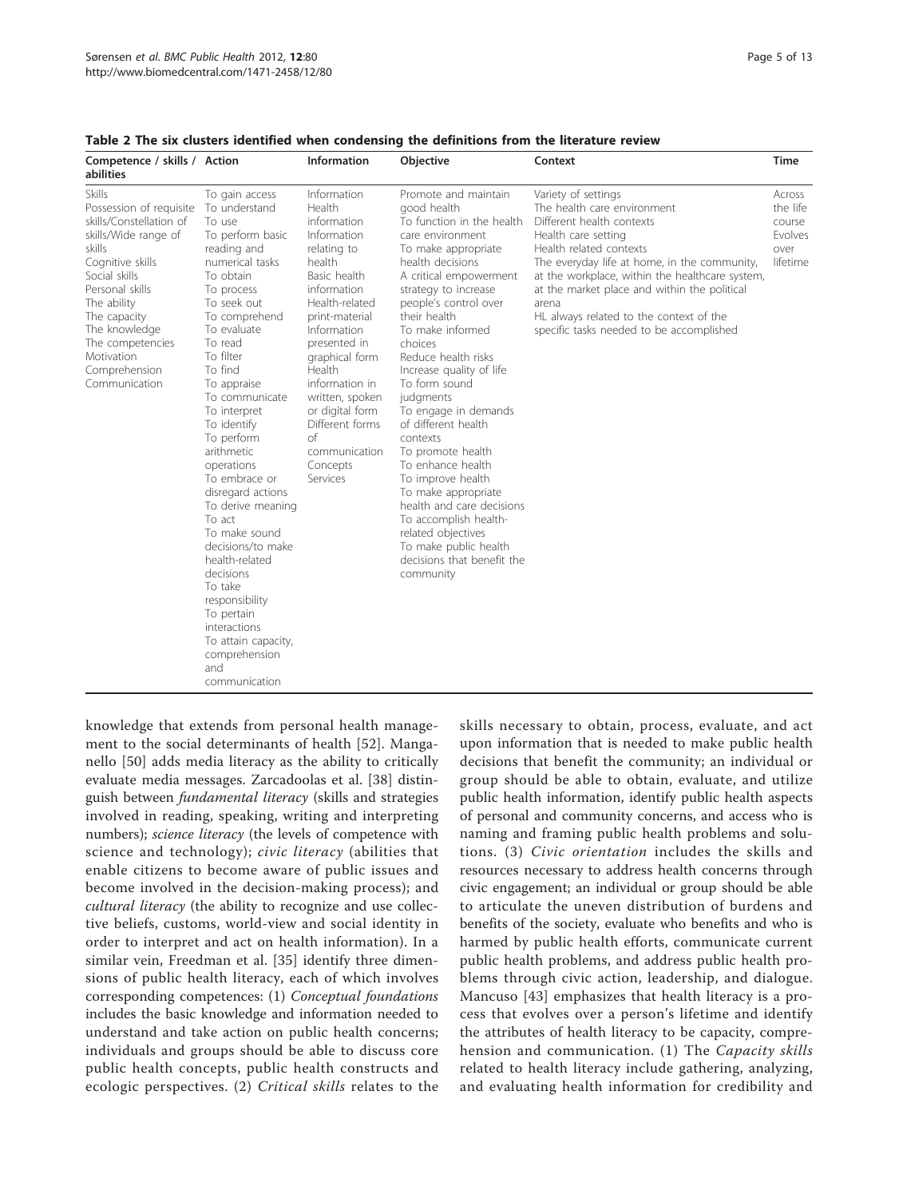**Table 2 The six clusters identified when condensing the definitions from the literature review**

| Competence / skills / abilities | Action | Information | Objective | Context | Time |
|---|---|---|---|---|---|
| Skills<br>Possession of requisite skills/Constellation of skills/Wide range of skills<br>Cognitive skills<br>Social skills<br>Personal skills<br>The ability<br>The capacity<br>The knowledge<br>The competencies<br>Motivation<br>Comprehension<br>Communication | To gain access<br>To understand<br>To use<br>To perform basic reading and numerical tasks<br>To obtain<br>To process<br>To seek out<br>To comprehend<br>To evaluate<br>To read<br>To filter<br>To find<br>To appraise<br>To communicate<br>To interpret<br>To identify<br>To perform arithmetic operations<br>To embrace or disregard actions<br>To derive meaning<br>To act<br>To make sound decisions/to make health-related decisions<br>To take responsibility<br>To pertain interactions<br>To attain capacity, comprehension and communication | Information<br>Health information<br>Information relating to health<br>Basic health information<br>Health-related print-material<br>Information presented in graphical form<br>Health information in written, spoken or digital form<br>Different forms of communication<br>Concepts<br>Services | Promote and maintain good health<br>To function in the health care environment<br>To make appropriate health decisions<br>A critical empowerment strategy to increase people's control over their health<br>To make informed choices<br>Reduce health risks<br>Increase quality of life<br>To form sound judgments<br>To engage in demands of different health contexts<br>To promote health<br>To enhance health<br>To improve health<br>To make appropriate health and care decisions<br>To accomplish health-related objectives<br>To make public health decisions that benefit the community | Variety of settings<br>The health care environment<br>Different health contexts<br>Health care setting<br>Health related contexts<br>The everyday life at home, in the community, at the workplace, within the healthcare system, at the market place and within the political arena<br>HL always related to the context of the specific tasks needed to be accomplished | Across the life course<br>Evolves over lifetime |

knowledge that extends from personal health management to the social determinants of health [52]. Manganello [50] adds media literacy as the ability to critically evaluate media messages. Zarcadoolas et al. [38] distinguish between *fundamental literacy* (skills and strategies involved in reading, speaking, writing and interpreting numbers); *science literacy* (the levels of competence with science and technology); *civic literacy* (abilities that enable citizens to become aware of public issues and become involved in the decision-making process); and *cultural literacy* (the ability to recognize and use collective beliefs, customs, world-view and social identity in order to interpret and act on health information). In a similar vein, Freedman et al. [35] identify three dimensions of public health literacy, each of which involves corresponding competences: (1) *Conceptual foundations* includes the basic knowledge and information needed to understand and take action on public health concerns; individuals and groups should be able to discuss core public health concepts, public health constructs and ecologic perspectives. (2) *Critical skills* relates to the skills necessary to obtain, process, evaluate, and act upon information that is needed to make public health decisions that benefit the community; an individual or group should be able to obtain, evaluate, and utilize public health information, identify public health aspects of personal and community concerns, and access who is naming and framing public health problems and solutions. (3) *Civic orientation* includes the skills and resources necessary to address health concerns through civic engagement; an individual or group should be able to articulate the uneven distribution of burdens and benefits of the society, evaluate who benefits and who is harmed by public health efforts, communicate current public health problems, and address public health problems through civic action, leadership, and dialogue. Mancuso [43] emphasizes that health literacy is a process that evolves over a person's lifetime and identify the attributes of health literacy to be capacity, comprehension and communication. (1) The *Capacity skills* related to health literacy include gathering, analyzing, and evaluating health information for credibility and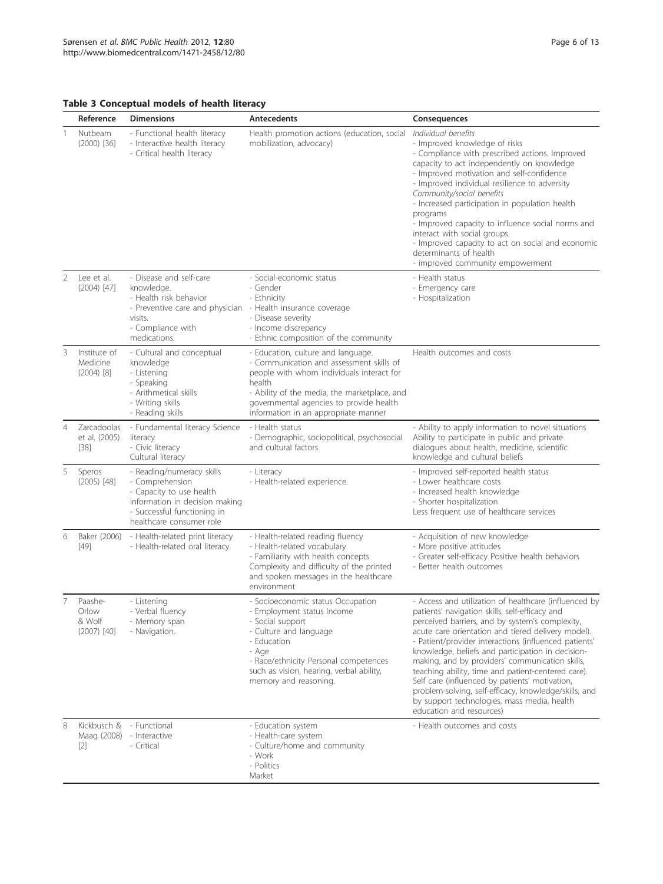**Table 3 Conceptual models of health literacy**

| | Reference | Dimensions | Antecedents | Consequences |
|---|---|---|---|---|
| 1 | Nutbeam (2000) [36] | - Functional health literacy<br>- Interactive health literacy<br>- Critical health literacy | Health promotion actions (education, social mobilization, advocacy) | *Individual benefits*<br>- Improved knowledge of risks<br>- Compliance with prescribed actions. Improved capacity to act independently on knowledge<br>- Improved motivation and self-confidence<br>- Improved individual resilience to adversity<br>*Community/social benefits*<br>- Increased participation in population health programs<br>- Improved capacity to influence social norms and interact with social groups.<br>- Improved capacity to act on social and economic determinants of health<br>- improved community empowerment |
| 2 | Lee et al. (2004) [47] | - Disease and self-care knowledge.<br>- Health risk behavior<br>- Preventive care and physician visits.<br>- Compliance with medications. | - Social-economic status<br>- Gender<br>- Ethnicity<br>- Health insurance coverage<br>- Disease severity<br>- Income discrepancy<br>- Ethnic composition of the community | - Health status<br>- Emergency care<br>- Hospitalization |
| 3 | Institute of Medicine (2004) [8] | - Cultural and conceptual knowledge<br>- Listening<br>- Speaking<br>- Arithmetical skills<br>- Writing skills<br>- Reading skills | - Education, culture and language.<br>- Communication and assessment skills of people with whom individuals interact for health<br>- Ability of the media, the marketplace, and governmental agencies to provide health information in an appropriate manner | Health outcomes and costs |
| 4 | Zarcadoolas et al. (2005) [38] | - Fundamental literacy Science literacy<br>- Civic literacy<br>Cultural literacy | - Health status<br>- Demographic, sociopolitical, psychosocial and cultural factors | - Ability to apply information to novel situations Ability to participate in public and private dialogues about health, medicine, scientific knowledge and cultural beliefs |
| 5 | Speros (2005) [48] | - Reading/numeracy skills<br>- Comprehension<br>- Capacity to use health information in decision making<br>- Successful functioning in healthcare consumer role | - Literacy<br>- Health-related experience. | - Improved self-reported health status<br>- Lower healthcare costs<br>- Increased health knowledge<br>- Shorter hospitalization<br>Less frequent use of healthcare services |
| 6 | Baker (2006) [49] | - Health-related print literacy<br>- Health-related oral literacy. | - Health-related reading fluency<br>- Health-related vocabulary<br>- Familiarity with health concepts Complexity and difficulty of the printed and spoken messages in the healthcare environment | - Acquisition of new knowledge<br>- More positive attitudes<br>- Greater self-efficacy Positive health behaviors<br>- Better health outcomes |
| 7 | Paashe-Orlow & Wolf (2007) [40] | - Listening<br>- Verbal fluency<br>- Memory span<br>- Navigation. | - Socioeconomic status Occupation<br>- Employment status Income<br>- Social support<br>- Culture and language<br>- Education<br>- Age<br>- Race/ethnicity Personal competences such as vision, hearing, verbal ability, memory and reasoning. | - Access and utilization of healthcare (influenced by patients' navigation skills, self-efficacy and perceived barriers, and by system's complexity, acute care orientation and tiered delivery model).<br>- Patient/provider interactions (influenced patients' knowledge, beliefs and participation in decision-making, and by providers' communication skills, teaching ability, time and patient-centered care). Self care (influenced by patients' motivation, problem-solving, self-efficacy, knowledge/skills, and by support technologies, mass media, health education and resources) |
| 8 | Kickbusch & Maag (2008) [2] | - Functional<br>- Interactive<br>- Critical | - Education system<br>- Health-care system<br>- Culture/home and community<br>- Work<br>- Politics<br>Market | - Health outcomes and costs |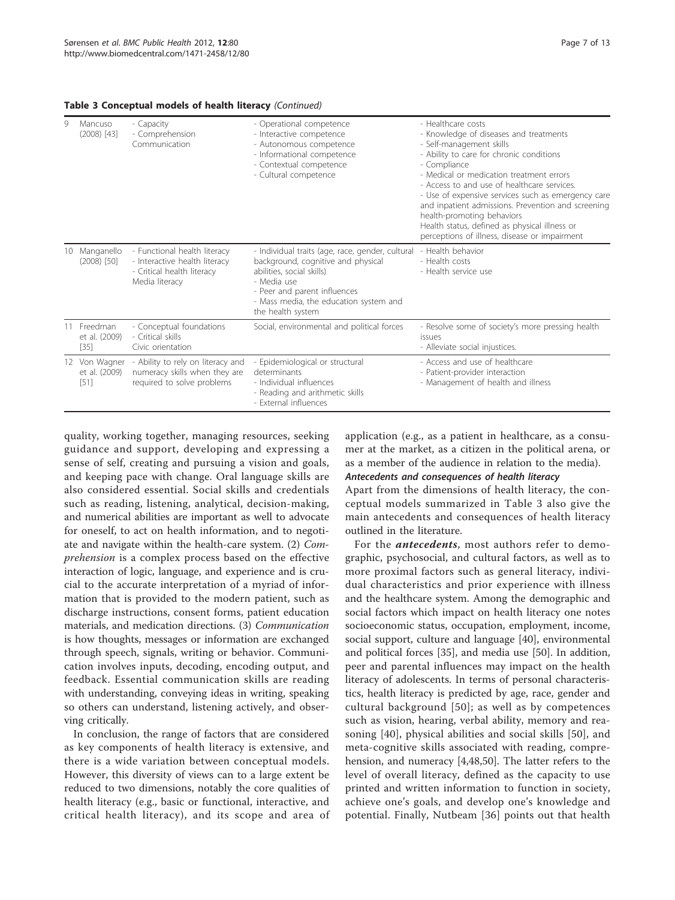**Table 3 Conceptual models of health literacy** *(Continued)*

| | | | | |
|---|---|---|---|---|
| 9 | Mancuso (2008) [43] | - Capacity<br>- Comprehension<br>Communication | - Operational competence<br>- Interactive competence<br>- Autonomous competence<br>- Informational competence<br>- Contextual competence<br>- Cultural competence | - Healthcare costs<br>- Knowledge of diseases and treatments<br>- Self-management skills<br>- Ability to care for chronic conditions<br>- Compliance<br>- Medical or medication treatment errors<br>- Access to and use of healthcare services.<br>- Use of expensive services such as emergency care and inpatient admissions. Prevention and screening health-promoting behaviors<br>Health status, defined as physical illness or perceptions of illness, disease or impairment |
| 10 | Manganello (2008) [50] | - Functional health literacy<br>- Interactive health literacy<br>- Critical health literacy<br>Media literacy | - Individual traits (age, race, gender, cultural background, cognitive and physical abilities, social skills)<br>- Media use<br>- Peer and parent influences<br>- Mass media, the education system and the health system | - Health behavior<br>- Health costs<br>- Health service use |
| 11 | Freedman et al. (2009) [35] | - Conceptual foundations<br>- Critical skills<br>Civic orientation | Social, environmental and political forces | - Resolve some of society's more pressing health issues<br>- Alleviate social injustices. |
| 12 | Von Wagner et al. (2009) [51] | - Ability to rely on literacy and numeracy skills when they are required to solve problems | - Epidemiological or structural determinants<br>- Individual influences<br>- Reading and arithmetic skills<br>- External influences | - Access and use of healthcare<br>- Patient-provider interaction<br>- Management of health and illness |

quality, working together, managing resources, seeking guidance and support, developing and expressing a sense of self, creating and pursuing a vision and goals, and keeping pace with change. Oral language skills are also considered essential. Social skills and credentials such as reading, listening, analytical, decision-making, and numerical abilities are important as well to advocate for oneself, to act on health information, and to negotiate and navigate within the health-care system. (2) *Comprehension* is a complex process based on the effective interaction of logic, language, and experience and is crucial to the accurate interpretation of a myriad of information that is provided to the modern patient, such as discharge instructions, consent forms, patient education materials, and medication directions. (3) *Communication* is how thoughts, messages or information are exchanged through speech, signals, writing or behavior. Communication involves inputs, decoding, encoding output, and feedback. Essential communication skills are reading with understanding, conveying ideas in writing, speaking so others can understand, listening actively, and observing critically.

In conclusion, the range of factors that are considered as key components of health literacy is extensive, and there is a wide variation between conceptual models. However, this diversity of views can to a large extent be reduced to two dimensions, notably the core qualities of health literacy (e.g., basic or functional, interactive, and critical health literacy), and its scope and area of application (e.g., as a patient in healthcare, as a consumer at the market, as a citizen in the political arena, or as a member of the audience in relation to the media).

#### Antecedents and consequences of health literacy

Apart from the dimensions of health literacy, the conceptual models summarized in Table 3 also give the main antecedents and consequences of health literacy outlined in the literature.

For the ***antecedents***, most authors refer to demographic, psychosocial, and cultural factors, as well as to more proximal factors such as general literacy, individual characteristics and prior experience with illness and the healthcare system. Among the demographic and social factors which impact on health literacy one notes socioeconomic status, occupation, employment, income, social support, culture and language [40], environmental and political forces [35], and media use [50]. In addition, peer and parental influences may impact on the health literacy of adolescents. In terms of personal characteristics, health literacy is predicted by age, race, gender and cultural background [50]; as well as by competences such as vision, hearing, verbal ability, memory and reasoning [40], physical abilities and social skills [50], and meta-cognitive skills associated with reading, comprehension, and numeracy [4,48,50]. The latter refers to the level of overall literacy, defined as the capacity to use printed and written information to function in society, achieve one's goals, and develop one's knowledge and potential. Finally, Nutbeam [36] points out that health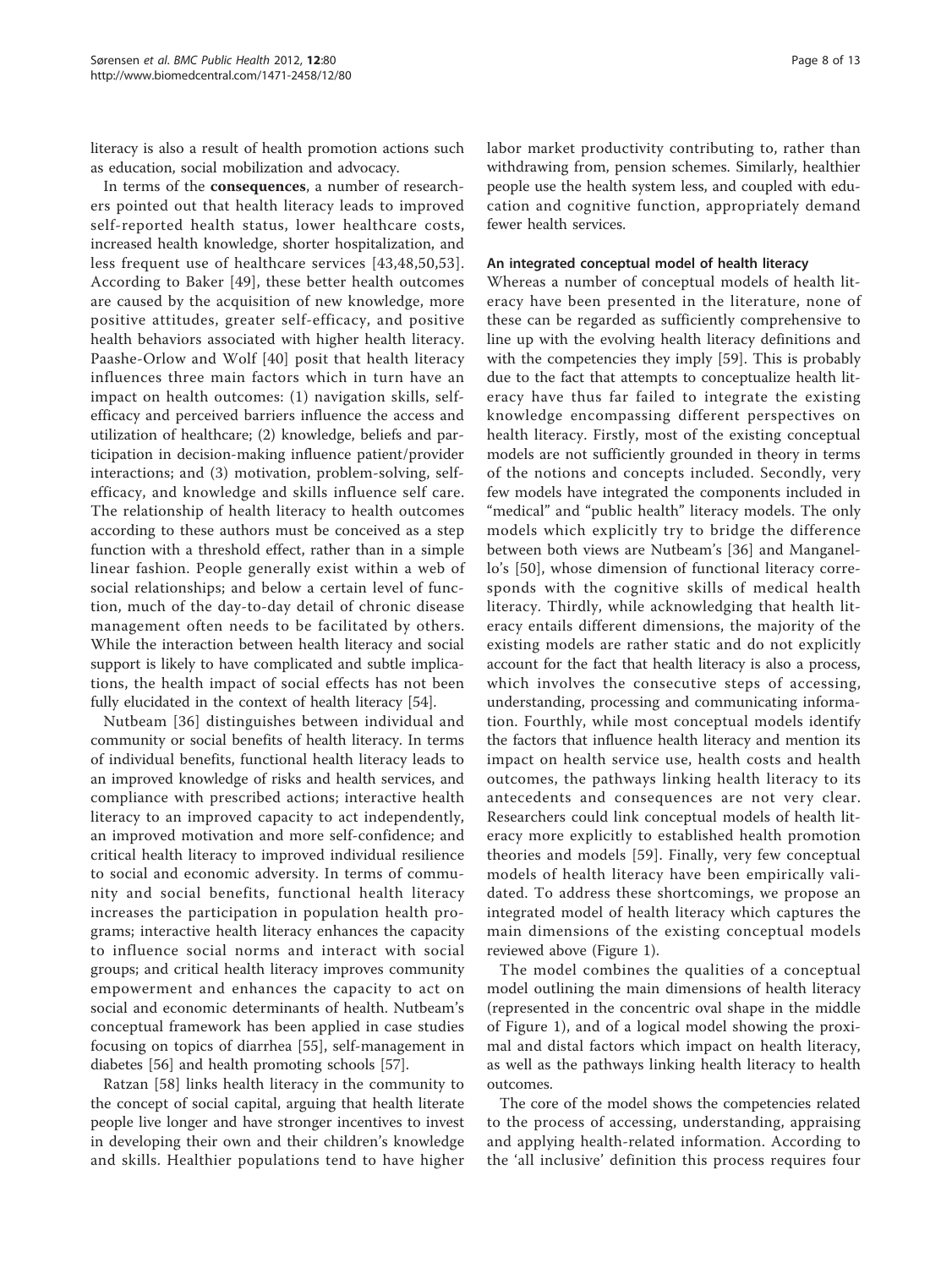literacy is also a result of health promotion actions such as education, social mobilization and advocacy.

In terms of the **consequences**, a number of researchers pointed out that health literacy leads to improved self-reported health status, lower healthcare costs, increased health knowledge, shorter hospitalization, and less frequent use of healthcare services [43,48,50,53]. According to Baker [49], these better health outcomes are caused by the acquisition of new knowledge, more positive attitudes, greater self-efficacy, and positive health behaviors associated with higher health literacy. Paashe-Orlow and Wolf [40] posit that health literacy influences three main factors which in turn have an impact on health outcomes: (1) navigation skills, self-efficacy and perceived barriers influence the access and utilization of healthcare; (2) knowledge, beliefs and participation in decision-making influence patient/provider interactions; and (3) motivation, problem-solving, self-efficacy, and knowledge and skills influence self care. The relationship of health literacy to health outcomes according to these authors must be conceived as a step function with a threshold effect, rather than in a simple linear fashion. People generally exist within a web of social relationships; and below a certain level of function, much of the day-to-day detail of chronic disease management often needs to be facilitated by others. While the interaction between health literacy and social support is likely to have complicated and subtle implications, the health impact of social effects has not been fully elucidated in the context of health literacy [54].

Nutbeam [36] distinguishes between individual and community or social benefits of health literacy. In terms of individual benefits, functional health literacy leads to an improved knowledge of risks and health services, and compliance with prescribed actions; interactive health literacy to an improved capacity to act independently, an improved motivation and more self-confidence; and critical health literacy to improved individual resilience to social and economic adversity. In terms of community and social benefits, functional health literacy increases the participation in population health programs; interactive health literacy enhances the capacity to influence social norms and interact with social groups; and critical health literacy improves community empowerment and enhances the capacity to act on social and economic determinants of health. Nutbeam's conceptual framework has been applied in case studies focusing on topics of diarrhea [55], self-management in diabetes [56] and health promoting schools [57].

Ratzan [58] links health literacy in the community to the concept of social capital, arguing that health literate people live longer and have stronger incentives to invest in developing their own and their children's knowledge and skills. Healthier populations tend to have higher labor market productivity contributing to, rather than withdrawing from, pension schemes. Similarly, healthier people use the health system less, and coupled with education and cognitive function, appropriately demand fewer health services.

#### An integrated conceptual model of health literacy

Whereas a number of conceptual models of health literacy have been presented in the literature, none of these can be regarded as sufficiently comprehensive to line up with the evolving health literacy definitions and with the competencies they imply [59]. This is probably due to the fact that attempts to conceptualize health literacy have thus far failed to integrate the existing knowledge encompassing different perspectives on health literacy. Firstly, most of the existing conceptual models are not sufficiently grounded in theory in terms of the notions and concepts included. Secondly, very few models have integrated the components included in "medical" and "public health" literacy models. The only models which explicitly try to bridge the difference between both views are Nutbeam's [36] and Manganello's [50], whose dimension of functional literacy corresponds with the cognitive skills of medical health literacy. Thirdly, while acknowledging that health literacy entails different dimensions, the majority of the existing models are rather static and do not explicitly account for the fact that health literacy is also a process, which involves the consecutive steps of accessing, understanding, processing and communicating information. Fourthly, while most conceptual models identify the factors that influence health literacy and mention its impact on health service use, health costs and health outcomes, the pathways linking health literacy to its antecedents and consequences are not very clear. Researchers could link conceptual models of health literacy more explicitly to established health promotion theories and models [59]. Finally, very few conceptual models of health literacy have been empirically validated. To address these shortcomings, we propose an integrated model of health literacy which captures the main dimensions of the existing conceptual models reviewed above (Figure 1).

The model combines the qualities of a conceptual model outlining the main dimensions of health literacy (represented in the concentric oval shape in the middle of Figure 1), and of a logical model showing the proximal and distal factors which impact on health literacy, as well as the pathways linking health literacy to health outcomes.

The core of the model shows the competencies related to the process of accessing, understanding, appraising and applying health-related information. According to the 'all inclusive' definition this process requires four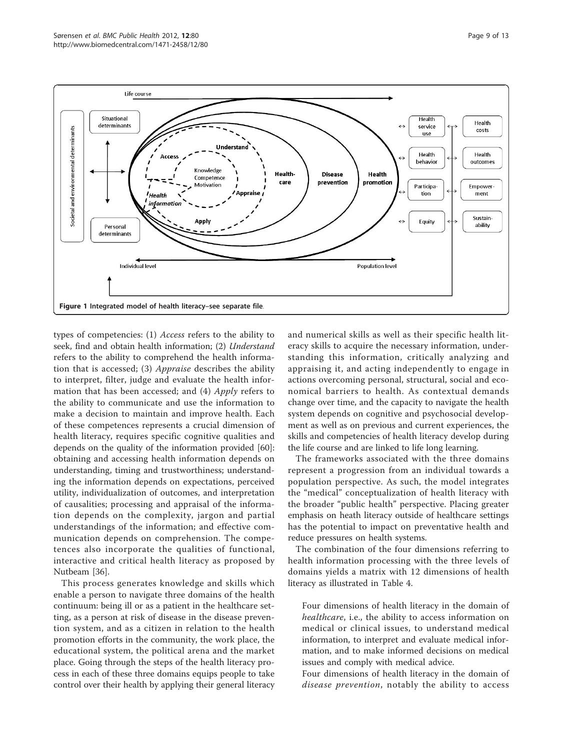**Figure 1 Integrated model of health literacy–see separate file.**

types of competencies: (1) *Access* refers to the ability to seek, find and obtain health information; (2) *Understand* refers to the ability to comprehend the health information that is accessed; (3) *Appraise* describes the ability to interpret, filter, judge and evaluate the health information that has been accessed; and (4) *Apply* refers to the ability to communicate and use the information to make a decision to maintain and improve health. Each of these competences represents a crucial dimension of health literacy, requires specific cognitive qualities and depends on the quality of the information provided [60]: obtaining and accessing health information depends on understanding, timing and trustworthiness; understanding the information depends on expectations, perceived utility, individualization of outcomes, and interpretation of causalities; processing and appraisal of the information depends on the complexity, jargon and partial understandings of the information; and effective communication depends on comprehension. The competences also incorporate the qualities of functional, interactive and critical health literacy as proposed by Nutbeam [36].

This process generates knowledge and skills which enable a person to navigate three domains of the health continuum: being ill or as a patient in the healthcare setting, as a person at risk of disease in the disease prevention system, and as a citizen in relation to the health promotion efforts in the community, the work place, the educational system, the political arena and the market place. Going through the steps of the health literacy process in each of these three domains equips people to take control over their health by applying their general literacy and numerical skills as well as their specific health literacy skills to acquire the necessary information, understanding this information, critically analyzing and appraising it, and acting independently to engage in actions overcoming personal, structural, social and economical barriers to health. As contextual demands change over time, and the capacity to navigate the health system depends on cognitive and psychosocial development as well as on previous and current experiences, the skills and competencies of health literacy develop during the life course and are linked to life long learning.

The frameworks associated with the three domains represent a progression from an individual towards a population perspective. As such, the model integrates the "medical" conceptualization of health literacy with the broader "public health" perspective. Placing greater emphasis on heath literacy outside of healthcare settings has the potential to impact on preventative health and reduce pressures on health systems.

The combination of the four dimensions referring to health information processing with the three levels of domains yields a matrix with 12 dimensions of health literacy as illustrated in Table 4.

> Four dimensions of health literacy in the domain of *healthcare*, i.e., the ability to access information on medical or clinical issues, to understand medical information, to interpret and evaluate medical information, and to make informed decisions on medical issues and comply with medical advice.
>
> Four dimensions of health literacy in the domain of *disease prevention*, notably the ability to access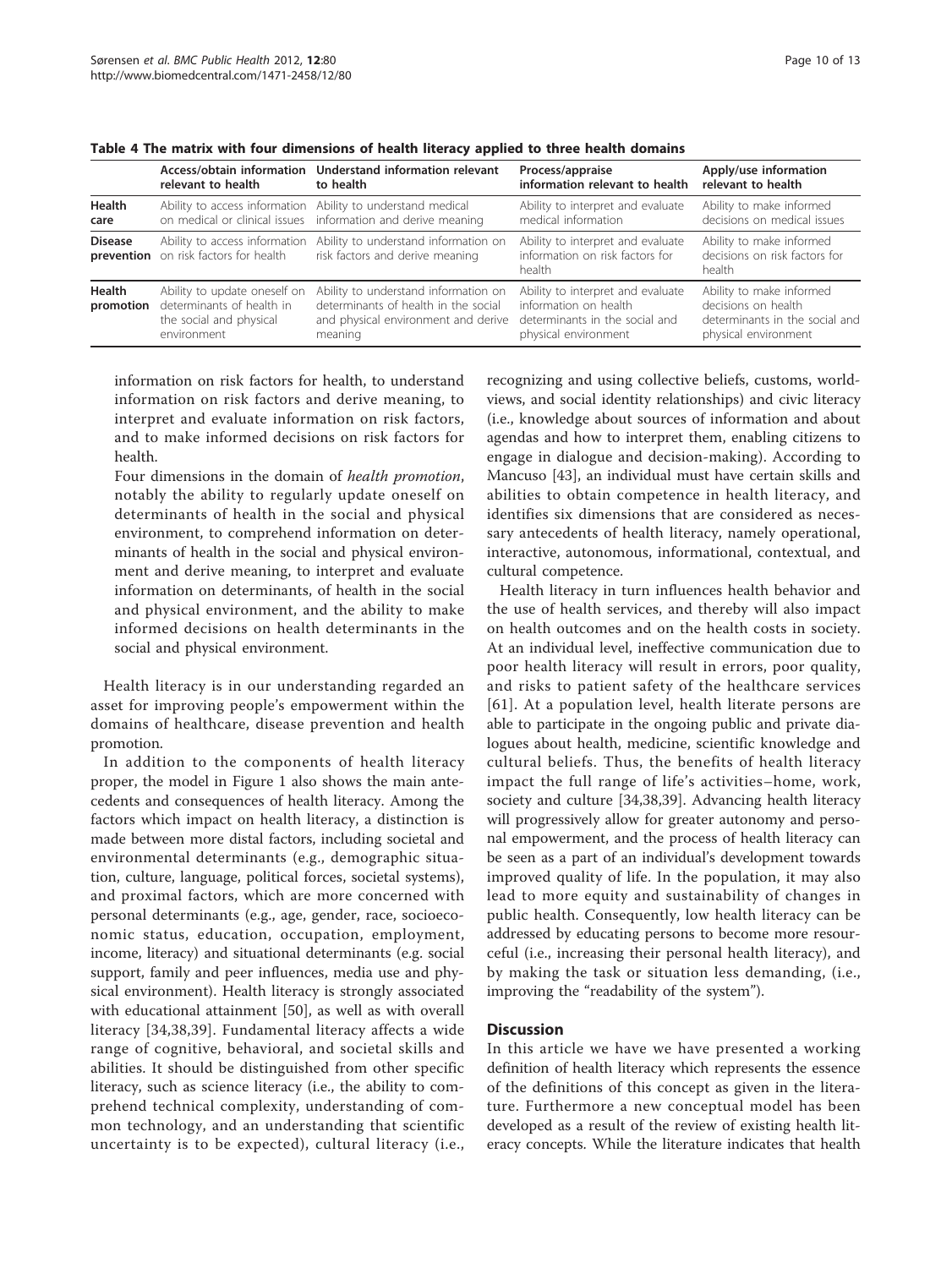**Table 4 The matrix with four dimensions of health literacy applied to three health domains**

| | Access/obtain information relevant to health | Understand information relevant to health | Process/appraise information relevant to health | Apply/use information relevant to health |
|---|---|---|---|---|
| **Health care** | Ability to access information on medical or clinical issues | Ability to understand medical information and derive meaning | Ability to interpret and evaluate medical information | Ability to make informed decisions on medical issues |
| **Disease prevention** | Ability to access information on risk factors for health | Ability to understand information on risk factors and derive meaning | Ability to interpret and evaluate information on risk factors for health | Ability to make informed decisions on risk factors for health |
| **Health promotion** | Ability to update oneself on determinants of health in the social and physical environment | Ability to understand information on determinants of health in the social and physical environment and derive meaning | Ability to interpret and evaluate information on health determinants in the social and physical environment | Ability to make informed decisions on health determinants in the social and physical environment |

information on risk factors for health, to understand information on risk factors and derive meaning, to interpret and evaluate information on risk factors, and to make informed decisions on risk factors for health.

Four dimensions in the domain of *health promotion*, notably the ability to regularly update oneself on determinants of health in the social and physical environment, to comprehend information on determinants of health in the social and physical environment and derive meaning, to interpret and evaluate information on determinants, of health in the social and physical environment, and the ability to make informed decisions on health determinants in the social and physical environment.

Health literacy is in our understanding regarded an asset for improving people's empowerment within the domains of healthcare, disease prevention and health promotion.

In addition to the components of health literacy proper, the model in Figure 1 also shows the main antecedents and consequences of health literacy. Among the factors which impact on health literacy, a distinction is made between more distal factors, including societal and environmental determinants (e.g., demographic situation, culture, language, political forces, societal systems), and proximal factors, which are more concerned with personal determinants (e.g., age, gender, race, socioeconomic status, education, occupation, employment, income, literacy) and situational determinants (e.g. social support, family and peer influences, media use and physical environment). Health literacy is strongly associated with educational attainment [50], as well as with overall literacy [34,38,39]. Fundamental literacy affects a wide range of cognitive, behavioral, and societal skills and abilities. It should be distinguished from other specific literacy, such as science literacy (i.e., the ability to comprehend technical complexity, understanding of common technology, and an understanding that scientific uncertainty is to be expected), cultural literacy (i.e., recognizing and using collective beliefs, customs, worldviews, and social identity relationships) and civic literacy (i.e., knowledge about sources of information and about agendas and how to interpret them, enabling citizens to engage in dialogue and decision-making). According to Mancuso [43], an individual must have certain skills and abilities to obtain competence in health literacy, and identifies six dimensions that are considered as necessary antecedents of health literacy, namely operational, interactive, autonomous, informational, contextual, and cultural competence.

Health literacy in turn influences health behavior and the use of health services, and thereby will also impact on health outcomes and on the health costs in society. At an individual level, ineffective communication due to poor health literacy will result in errors, poor quality, and risks to patient safety of the healthcare services [61]. At a population level, health literate persons are able to participate in the ongoing public and private dialogues about health, medicine, scientific knowledge and cultural beliefs. Thus, the benefits of health literacy impact the full range of life's activities–home, work, society and culture [34,38,39]. Advancing health literacy will progressively allow for greater autonomy and personal empowerment, and the process of health literacy can be seen as a part of an individual's development towards improved quality of life. In the population, it may also lead to more equity and sustainability of changes in public health. Consequently, low health literacy can be addressed by educating persons to become more resourceful (i.e., increasing their personal health literacy), and by making the task or situation less demanding, (i.e., improving the "readability of the system").

## Discussion

In this article we have we have presented a working definition of health literacy which represents the essence of the definitions of this concept as given in the literature. Furthermore a new conceptual model has been developed as a result of the review of existing health literacy concepts. While the literature indicates that health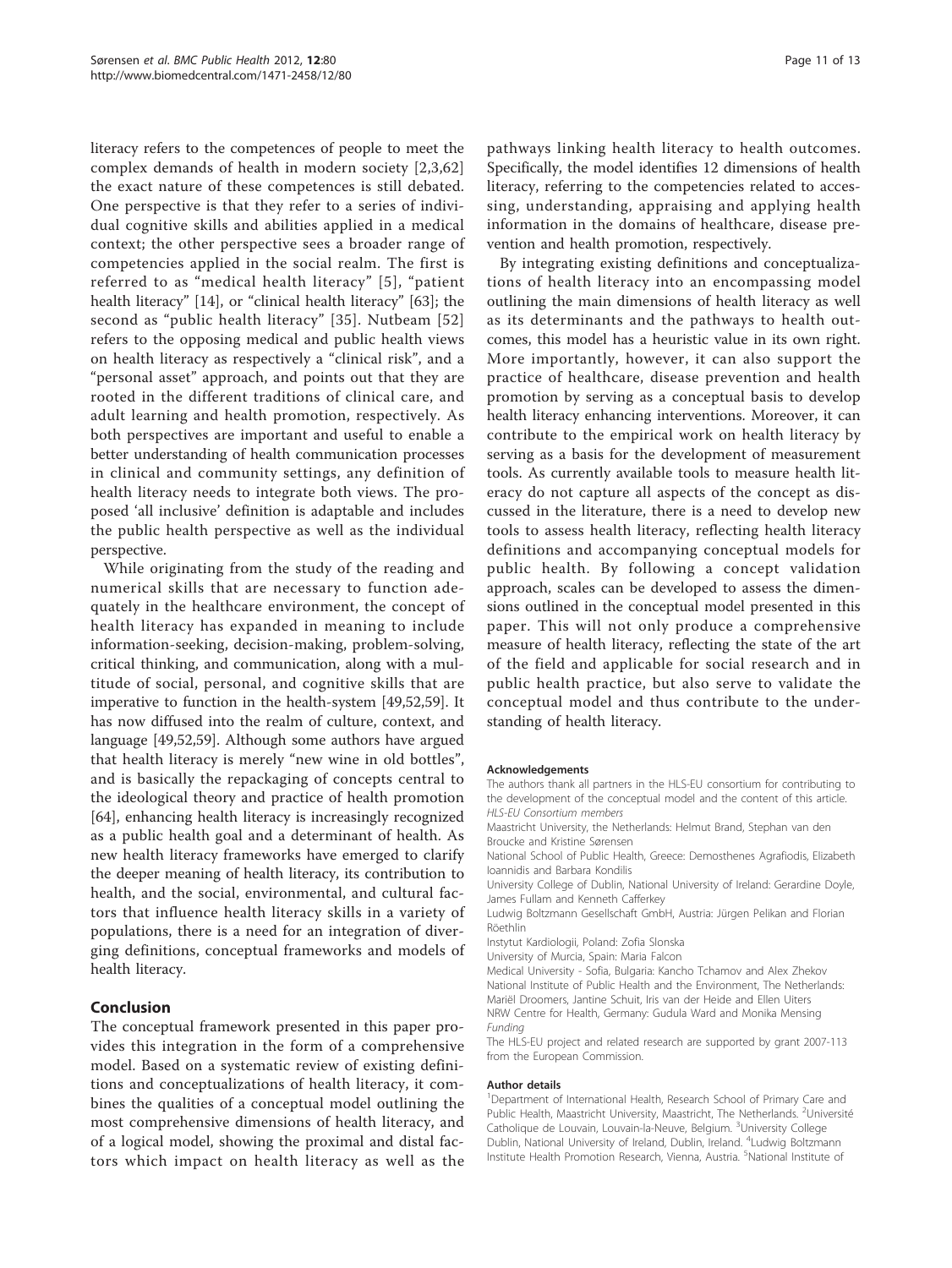literacy refers to the competences of people to meet the complex demands of health in modern society [2,3,62] the exact nature of these competences is still debated. One perspective is that they refer to a series of individual cognitive skills and abilities applied in a medical context; the other perspective sees a broader range of competencies applied in the social realm. The first is referred to as "medical health literacy" [5], "patient health literacy" [14], or "clinical health literacy" [63]; the second as "public health literacy" [35]. Nutbeam [52] refers to the opposing medical and public health views on health literacy as respectively a "clinical risk", and a "personal asset" approach, and points out that they are rooted in the different traditions of clinical care, and adult learning and health promotion, respectively. As both perspectives are important and useful to enable a better understanding of health communication processes in clinical and community settings, any definition of health literacy needs to integrate both views. The proposed 'all inclusive' definition is adaptable and includes the public health perspective as well as the individual perspective.

While originating from the study of the reading and numerical skills that are necessary to function adequately in the healthcare environment, the concept of health literacy has expanded in meaning to include information-seeking, decision-making, problem-solving, critical thinking, and communication, along with a multitude of social, personal, and cognitive skills that are imperative to function in the health-system [49,52,59]. It has now diffused into the realm of culture, context, and language [49,52,59]. Although some authors have argued that health literacy is merely "new wine in old bottles", and is basically the repackaging of concepts central to the ideological theory and practice of health promotion [64], enhancing health literacy is increasingly recognized as a public health goal and a determinant of health. As new health literacy frameworks have emerged to clarify the deeper meaning of health literacy, its contribution to health, and the social, environmental, and cultural factors that influence health literacy skills in a variety of populations, there is a need for an integration of diverging definitions, conceptual frameworks and models of health literacy.

## Conclusion

The conceptual framework presented in this paper provides this integration in the form of a comprehensive model. Based on a systematic review of existing definitions and conceptualizations of health literacy, it combines the qualities of a conceptual model outlining the most comprehensive dimensions of health literacy, and of a logical model, showing the proximal and distal factors which impact on health literacy as well as the pathways linking health literacy to health outcomes. Specifically, the model identifies 12 dimensions of health literacy, referring to the competencies related to accessing, understanding, appraising and applying health information in the domains of healthcare, disease prevention and health promotion, respectively.

By integrating existing definitions and conceptualizations of health literacy into an encompassing model outlining the main dimensions of health literacy as well as its determinants and the pathways to health outcomes, this model has a heuristic value in its own right. More importantly, however, it can also support the practice of healthcare, disease prevention and health promotion by serving as a conceptual basis to develop health literacy enhancing interventions. Moreover, it can contribute to the empirical work on health literacy by serving as a basis for the development of measurement tools. As currently available tools to measure health literacy do not capture all aspects of the concept as discussed in the literature, there is a need to develop new tools to assess health literacy, reflecting health literacy definitions and accompanying conceptual models for public health. By following a concept validation approach, scales can be developed to assess the dimensions outlined in the conceptual model presented in this paper. This will not only produce a comprehensive measure of health literacy, reflecting the state of the art of the field and applicable for social research and in public health practice, but also serve to validate the conceptual model and thus contribute to the understanding of health literacy.

#### Acknowledgements

The authors thank all partners in the HLS-EU consortium for contributing to the development of the conceptual model and the content of this article.

*HLS-EU Consortium members*

Maastricht University, the Netherlands: Helmut Brand, Stephan van den Broucke and Kristine Sørensen

National School of Public Health, Greece: Demosthenes Agrafiodis, Elizabeth Ioannidis and Barbara Kondilis

University College of Dublin, National University of Ireland: Gerardine Doyle, James Fullam and Kenneth Cafferkey

Ludwig Boltzmann Gesellschaft GmbH, Austria: Jürgen Pelikan and Florian Röethlin

Instytut Kardiologii, Poland: Zofia Slonska

University of Murcia, Spain: Maria Falcon

Medical University - Sofia, Bulgaria: Kancho Tchamov and Alex Zhekov

National Institute of Public Health and the Environment, The Netherlands: Mariël Droomers, Jantine Schuit, Iris van der Heide and Ellen Uiters

NRW Centre for Health, Germany: Gudula Ward and Monika Mensing

*Funding*

The HLS-EU project and related research are supported by grant 2007-113 from the European Commission.

#### Author details

[1]Department of International Health, Research School of Primary Care and Public Health, Maastricht University, Maastricht, The Netherlands. [2]Université Catholique de Louvain, Louvain-la-Neuve, Belgium. [3]University College Dublin, National University of Ireland, Dublin, Ireland. [4]Ludwig Boltzmann Institute Health Promotion Research, Vienna, Austria. [5]National Institute of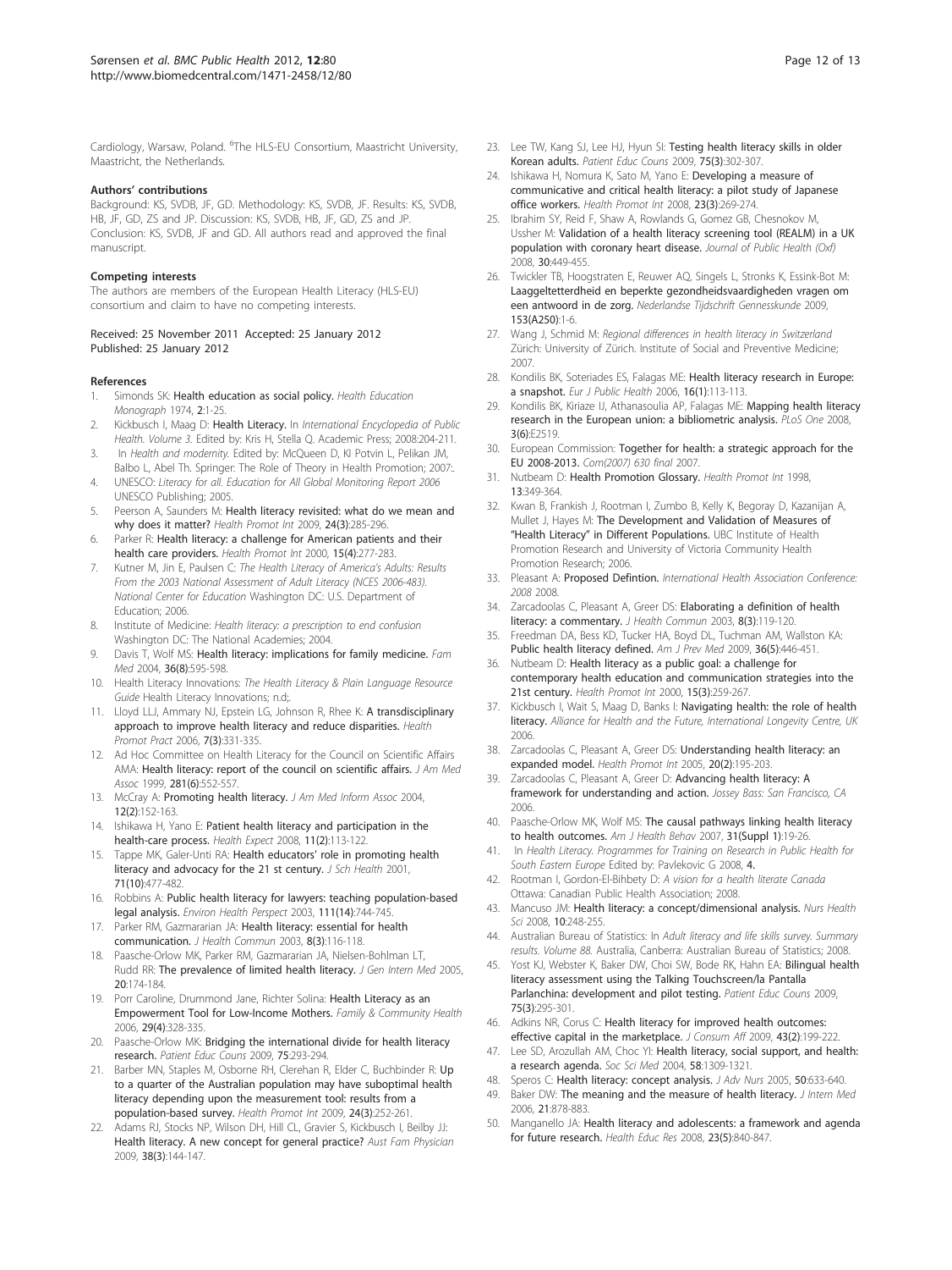Cardiology, Warsaw, Poland. [6]The HLS-EU Consortium, Maastricht University, Maastricht, the Netherlands.

#### Authors' contributions

Background: KS, SVDB, JF, GD. Methodology: KS, SVDB, JF. Results: KS, SVDB, HB, JF, GD, ZS and JP. Discussion: KS, SVDB, HB, JF, GD, ZS and JP. Conclusion: KS, SVDB, JF and GD. All authors read and approved the final manuscript.

#### Competing interests

The authors are members of the European Health Literacy (HLS-EU) consortium and claim to have no competing interests.

Received: 25 November 2011 Accepted: 25 January 2012
Published: 25 January 2012

#### References

1. Simonds SK: **Health education as social policy.** *Health Education Monograph* 1974, **2**:1-25.
2. Kickbusch I, Maag D: **Health Literacy.** In *International Encyclopedia of Public Health. Volume 3.* Edited by: Kris H, Stella Q. Academic Press; 2008:204-211.
3. In *Health and modernity.* Edited by: McQueen D, Kl Potvin L, Pelikan JM, Balbo L, Abel Th. Springer: The Role of Theory in Health Promotion; 2007:.
4. UNESCO: *Literacy for all. Education for All Global Monitoring Report 2006* UNESCO Publishing; 2005.
5. Peerson A, Saunders M: **Health literacy revisited: what do we mean and why does it matter?** *Health Promot Int* 2009, **24(3)**:285-296.
6. Parker R: **Health literacy: a challenge for American patients and their health care providers.** *Health Promot Int* 2000, **15(4)**:277-283.
7. Kutner M, Jin E, Paulsen C: *The Health Literacy of America's Adults: Results From the 2003 National Assessment of Adult Literacy (NCES 2006-483). National Center for Education* Washington DC: U.S. Department of Education; 2006.
8. Institute of Medicine: *Health literacy: a prescription to end confusion* Washington DC: The National Academies; 2004.
9. Davis T, Wolf MS: **Health literacy: implications for family medicine.** *Fam Med* 2004, **36(8)**:595-598.
10. Health Literacy Innovations: *The Health Literacy & Plain Language Resource Guide* Health Literacy Innovations; n.d;.
11. Lloyd LLJ, Ammary NJ, Epstein LG, Johnson R, Rhee K: **A transdisciplinary approach to improve health literacy and reduce disparities.** *Health Promot Pract* 2006, **7(3)**:331-335.
12. Ad Hoc Committee on Health Literacy for the Council on Scientific Affairs AMA: **Health literacy: report of the council on scientific affairs.** *J Am Med Assoc* 1999, **281(6)**:552-557.
13. McCray A: **Promoting health literacy.** *J Am Med Inform Assoc* 2004, **12(2)**:152-163.
14. Ishikawa H, Yano E: **Patient health literacy and participation in the health-care process.** *Health Expect* 2008, **11(2)**:113-122.
15. Tappe MK, Galer-Unti RA: **Health educators' role in promoting health literacy and advocacy for the 21 st century.** *J Sch Health* 2001, **71(10)**:477-482.
16. Robbins A: **Public health literacy for lawyers: teaching population-based legal analysis.** *Environ Health Perspect* 2003, **111(14)**:744-745.
17. Parker RM, Gazmararian JA: **Health literacy: essential for health communication.** *J Health Commun* 2003, **8(3)**:116-118.
18. Paasche-Orlow MK, Parker RM, Gazmararian JA, Nielsen-Bohlman LT, Rudd RR: **The prevalence of limited health literacy.** *J Gen Intern Med* 2005, **20**:174-184.
19. Porr Caroline, Drummond Jane, Richter Solina: **Health Literacy as an Empowerment Tool for Low-Income Mothers.** *Family & Community Health* 2006, **29(4)**:328-335.
20. Paasche-Orlow MK: **Bridging the international divide for health literacy research.** *Patient Educ Couns* 2009, **75**:293-294.
21. Barber MN, Staples M, Osborne RH, Clerehan R, Elder C, Buchbinder R: **Up to a quarter of the Australian population may have suboptimal health literacy depending upon the measurement tool: results from a population-based survey.** *Health Promot Int* 2009, **24(3)**:252-261.
22. Adams RJ, Stocks NP, Wilson DH, Hill CL, Gravier S, Kickbusch I, Beilby JJ: **Health literacy. A new concept for general practice?** *Aust Fam Physician* 2009, **38(3)**:144-147.
23. Lee TW, Kang SJ, Lee HJ, Hyun SI: **Testing health literacy skills in older Korean adults.** *Patient Educ Couns* 2009, **75(3)**:302-307.
24. Ishikawa H, Nomura K, Sato M, Yano E: **Developing a measure of communicative and critical health literacy: a pilot study of Japanese office workers.** *Health Promot Int* 2008, **23(3)**:269-274.
25. Ibrahim SY, Reid F, Shaw A, Rowlands G, Gomez GB, Chesnokov M, Ussher M: **Validation of a health literacy screening tool (REALM) in a UK population with coronary heart disease.** *Journal of Public Health (Oxf)* 2008, **30**:449-455.
26. Twickler TB, Hoogstraten E, Reuwer AQ, Singels L, Stronks K, Essink-Bot M: **Laaggeltetterdheid en beperkte gezondheidsvaardigheden vragen om een antwoord in de zorg.** *Nederlandse Tijdschrift Gennesskunde* 2009, **153(A250)**:1-6.
27. Wang J, Schmid M: *Regional differences in health literacy in Switzerland* Zürich: University of Zürich. Institute of Social and Preventive Medicine; 2007.
28. Kondilis BK, Soteriades ES, Falagas ME: **Health literacy research in Europe: a snapshot.** *Eur J Public Health* 2006, **16(1)**:113-113.
29. Kondilis BK, Kiriaze IJ, Athanasoulia AP, Falagas ME: **Mapping health literacy research in the European union: a bibliometric analysis.** *PLoS One* 2008, **3(6)**:E2519.
30. European Commission: **Together for health: a strategic approach for the EU 2008-2013.** *Com(2007) 630 final* 2007.
31. Nutbeam D: **Health Promotion Glossary.** *Health Promot Int* 1998, **13**:349-364.
32. Kwan B, Frankish J, Rootman I, Zumbo B, Kelly K, Begoray D, Kazanijan A, Mullet J, Hayes M: **The Development and Validation of Measures of "Health Literacy" in Different Populations.** UBC Institute of Health Promotion Research and University of Victoria Community Health Promotion Research; 2006.
33. Pleasant A: **Proposed Defintion.** *International Health Association Conference: 2008* 2008.
34. Zarcadoolas C, Pleasant A, Greer DS: **Elaborating a definition of health literacy: a commentary.** *J Health Commun* 2003, **8(3)**:119-120.
35. Freedman DA, Bess KD, Tucker HA, Boyd DL, Tuchman AM, Wallston KA: **Public health literacy defined.** *Am J Prev Med* 2009, **36(5)**:446-451.
36. Nutbeam D: **Health literacy as a public goal: a challenge for contemporary health education and communication strategies into the 21st century.** *Health Promot Int* 2000, **15(3)**:259-267.
37. Kickbusch I, Wait S, Maag D, Banks I: **Navigating health: the role of health literacy.** *Alliance for Health and the Future, International Longevity Centre, UK* 2006.
38. Zarcadoolas C, Pleasant A, Greer DS: **Understanding health literacy: an expanded model.** *Health Promot Int* 2005, **20(2)**:195-203.
39. Zarcadoolas C, Pleasant A, Greer D: **Advancing health literacy: A framework for understanding and action.** *Jossey Bass: San Francisco, CA* 2006.
40. Paasche-Orlow MK, Wolf MS: **The causal pathways linking health literacy to health outcomes.** *Am J Health Behav* 2007, **31(Suppl 1)**:19-26.
41. In *Health Literacy. Programmes for Training on Research in Public Health for South Eastern Europe* Edited by: Pavlekovic G 2008, **4**.
42. Rootman I, Gordon-El-Bihbety D: *A vision for a health literate Canada* Ottawa: Canadian Public Health Association; 2008.
43. Mancuso JM: **Health literacy: a concept/dimensional analysis.** *Nurs Health Sci* 2008, **10**:248-255.
44. Australian Bureau of Statistics: In *Adult literacy and life skills survey. Summary results. Volume 88.* Australia, Canberra: Australian Bureau of Statistics; 2008.
45. Yost KJ, Webster K, Baker DW, Choi SW, Bode RK, Hahn EA: **Bilingual health literacy assessment using the Talking Touchscreen/la Pantalla Parlanchina: development and pilot testing.** *Patient Educ Couns* 2009, **75(3)**:295-301.
46. Adkins NR, Corus C: **Health literacy for improved health outcomes: effective capital in the marketplace.** *J Consum Aff* 2009, **43(2)**:199-222.
47. Lee SD, Arozullah AM, Choc YI: **Health literacy, social support, and health: a research agenda.** *Soc Sci Med* 2004, **58**:1309-1321.
48. Speros C: **Health literacy: concept analysis.** *J Adv Nurs* 2005, **50**:633-640.
49. Baker DW: **The meaning and the measure of health literacy.** *J Intern Med* 2006, **21**:878-883.
50. Manganello JA: **Health literacy and adolescents: a framework and agenda for future research.** *Health Educ Res* 2008, **23(5)**:840-847.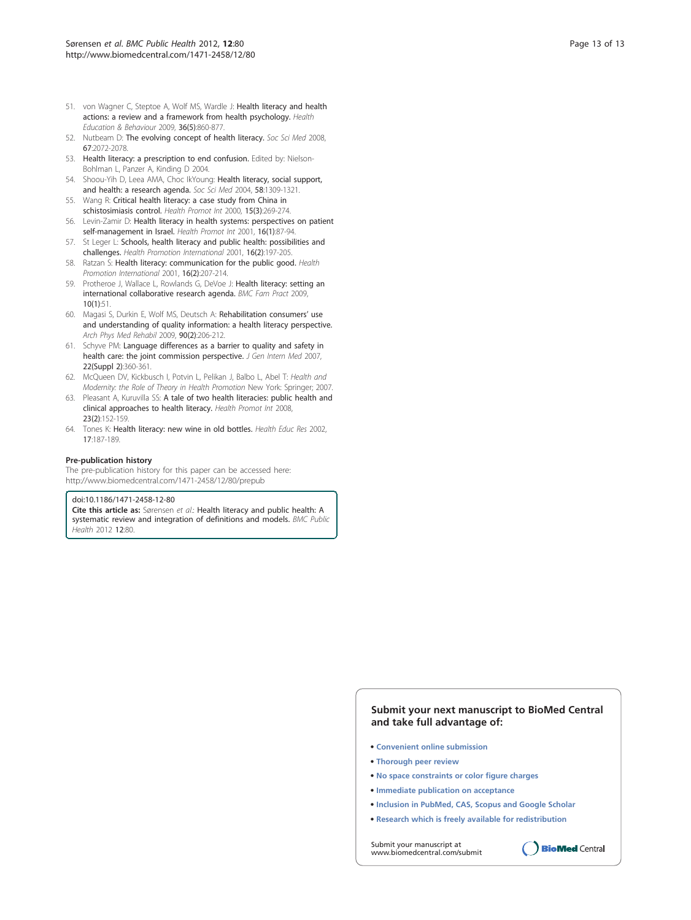51. von Wagner C, Steptoe A, Wolf MS, Wardle J: **Health literacy and health actions: a review and a framework from health psychology.** *Health Education & Behaviour* 2009, **36(5)**:860-877.
52. Nutbeam D: **The evolving concept of health literacy.** *Soc Sci Med* 2008, **67**:2072-2078.
53. **Health literacy: a prescription to end confusion.** Edited by: Nielson-Bohlman L, Panzer A, Kinding D 2004.
54. Shoou-Yih D, Leea AMA, Choc IkYoung: **Health literacy, social support, and health: a research agenda.** *Soc Sci Med* 2004, **58**:1309-1321.
55. Wang R: **Critical health literacy: a case study from China in schistosimiasis control.** *Health Promot Int* 2000, **15(3)**:269-274.
56. Levin-Zamir D: **Health literacy in health systems: perspectives on patient self-management in Israel.** *Health Promot Int* 2001, **16(1)**:87-94.
57. St Leger L: **Schools, health literacy and public health: possibilities and challenges.** *Health Promotion International* 2001, **16(2)**:197-205.
58. Ratzan S: **Health literacy: communication for the public good.** *Health Promotion International* 2001, **16(2)**:207-214.
59. Protheroe J, Wallace L, Rowlands G, DeVoe J: **Health literacy: setting an international collaborative research agenda.** *BMC Fam Pract* 2009, **10(1)**:51.
60. Magasi S, Durkin E, Wolf MS, Deutsch A: **Rehabilitation consumers' use and understanding of quality information: a health literacy perspective.** *Arch Phys Med Rehabil* 2009, **90(2)**:206-212.
61. Schyve PM: **Language differences as a barrier to quality and safety in health care: the joint commission perspective.** *J Gen Intern Med* 2007, **22(Suppl 2)**:360-361.
62. McQueen DV, Kickbusch I, Potvin L, Pelikan J, Balbo L, Abel T: *Health and Modernity: the Role of Theory in Health Promotion* New York: Springer; 2007.
63. Pleasant A, Kuruvilla SS: **A tale of two health literacies: public health and clinical approaches to health literacy.** *Health Promot Int* 2008, **23(2)**:152-159.
64. Tones K: **Health literacy: new wine in old bottles.** *Health Educ Res* 2002, **17**:187-189.

**Pre-publication history**

The pre-publication history for this paper can be accessed here: http://www.biomedcentral.com/1471-2458/12/80/prepub

doi:10.1186/1471-2458-12-80

**Cite this article as:** Sørensen *et al.*: Health literacy and public health: A systematic review and integration of definitions and models. *BMC Public Health* 2012 **12**:80.

**Submit your next manuscript to BioMed Central and take full advantage of:**

- **Convenient online submission**
- **Thorough peer review**
- **No space constraints or color figure charges**
- **Immediate publication on acceptance**
- **Inclusion in PubMed, CAS, Scopus and Google Scholar**
- **Research which is freely available for redistribution**

Submit your manuscript at www.biomedcentral.com/submit

BioMed Central